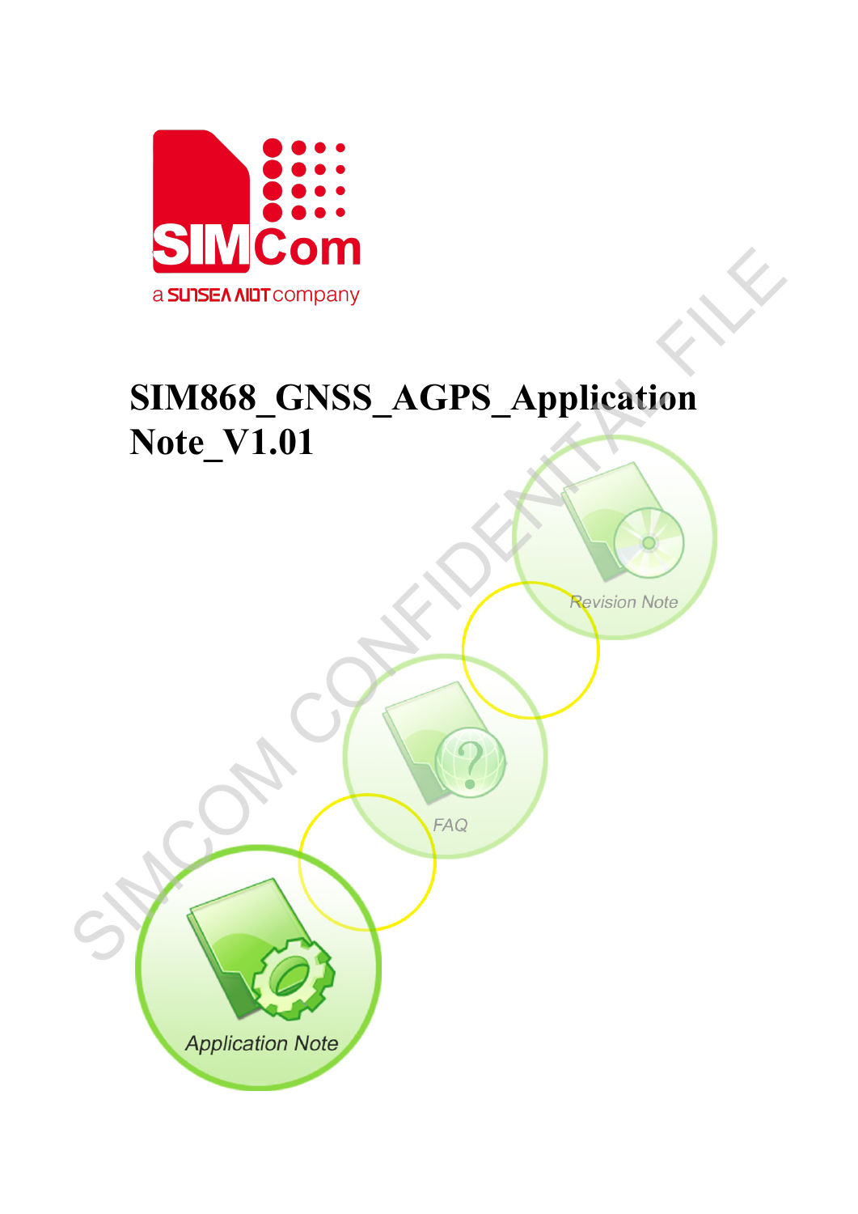# SIM868_GNSS_AGPS_Application Note_V1.01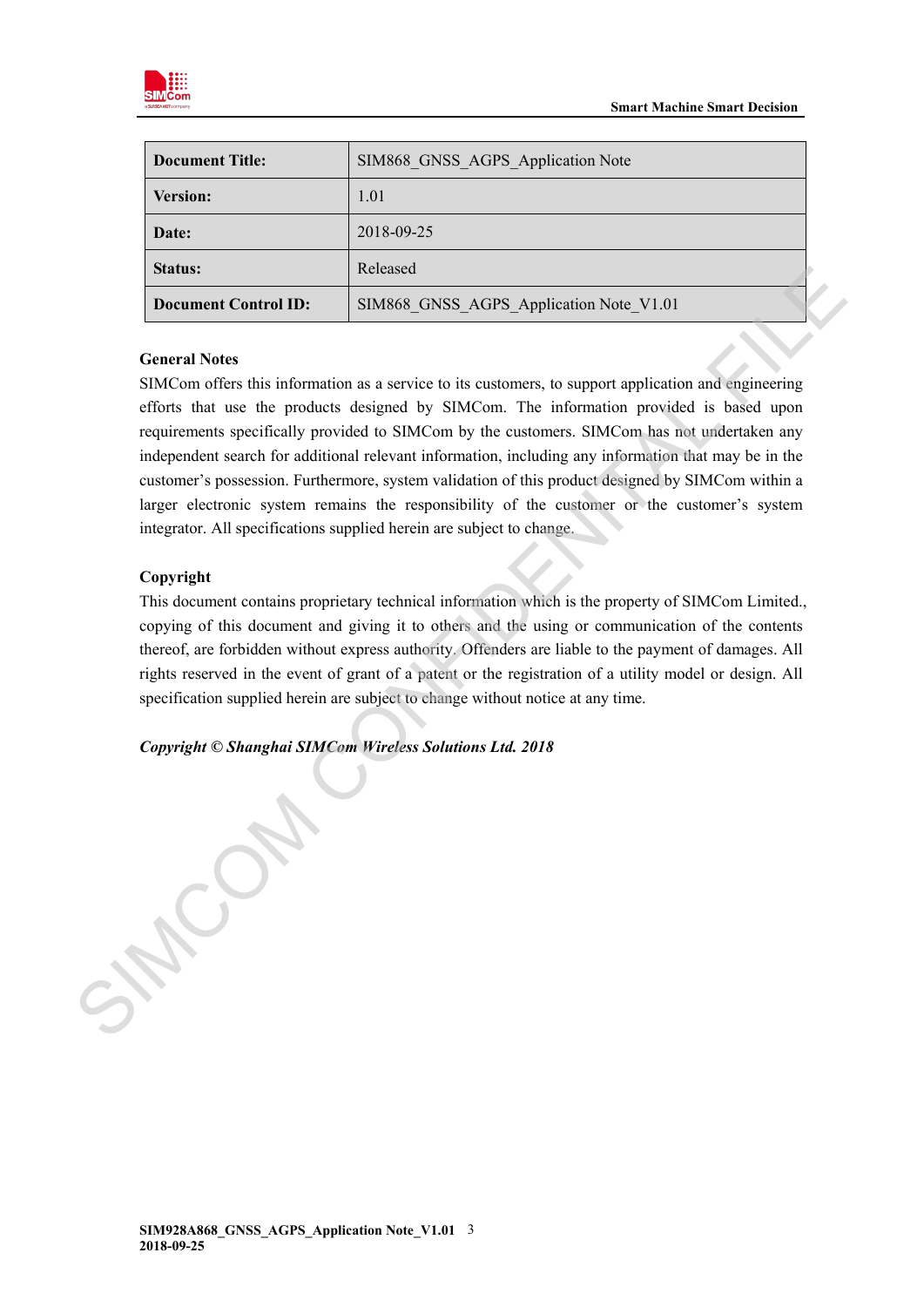| Document Title: | SIM868_GNSS_AGPS_Application Note |
|---|---|
| Version: | 1.01 |
| Date: | 2018-09-25 |
| Status: | Released |
| Document Control ID: | SIM868_GNSS_AGPS_Application Note_V1.01 |

**General Notes**

SIMCom offers this information as a service to its customers, to support application and engineering efforts that use the products designed by SIMCom. The information provided is based upon requirements specifically provided to SIMCom by the customers. SIMCom has not undertaken any independent search for additional relevant information, including any information that may be in the customer's possession. Furthermore, system validation of this product designed by SIMCom within a larger electronic system remains the responsibility of the customer or the customer's system integrator. All specifications supplied herein are subject to change.

**Copyright**

This document contains proprietary technical information which is the property of SIMCom Limited., copying of this document and giving it to others and the using or communication of the contents thereof, are forbidden without express authority. Offenders are liable to the payment of damages. All rights reserved in the event of grant of a patent or the registration of a utility model or design. All specification supplied herein are subject to change without notice at any time.

***Copyright © Shanghai SIMCom Wireless Solutions Ltd. 2018***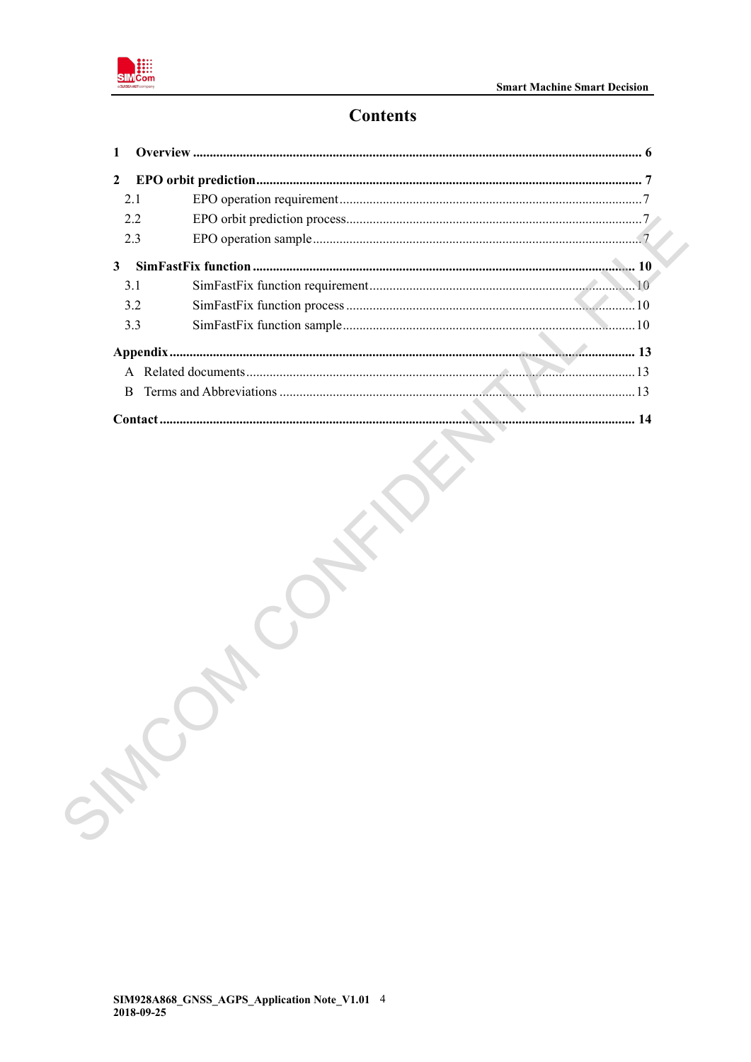# Contents

**1 Overview ...... 6**

**2 EPO orbit prediction ...... 7**

- 2.1 EPO operation requirement ...... 7
- 2.2 EPO orbit prediction process ...... 7
- 2.3 EPO operation sample ...... 7

**3 SimFastFix function ...... 10**

- 3.1 SimFastFix function requirement ...... 10
- 3.2 SimFastFix function process ...... 10
- 3.3 SimFastFix function sample ...... 10

**Appendix ...... 13**

- A Related documents ...... 13
- B Terms and Abbreviations ...... 13

**Contact ...... 14**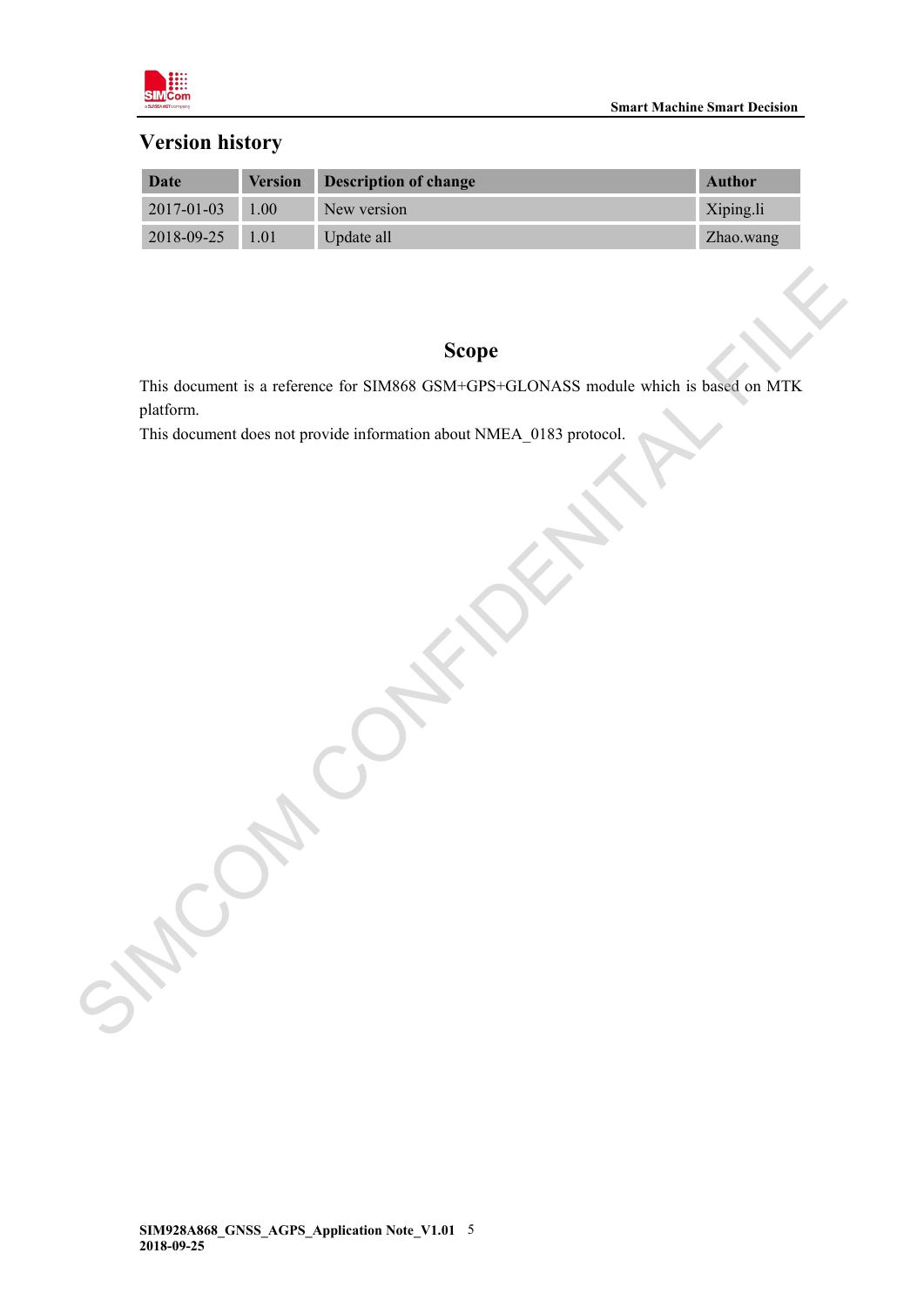## Version history

| Date | Version | Description of change | Author |
|---|---|---|---|
| 2017-01-03 | 1.00 | New version | Xiping.li |
| 2018-09-25 | 1.01 | Update all | Zhao.wang |

## Scope

This document is a reference for SIM868 GSM+GPS+GLONASS module which is based on MTK platform.

This document does not provide information about NMEA_0183 protocol.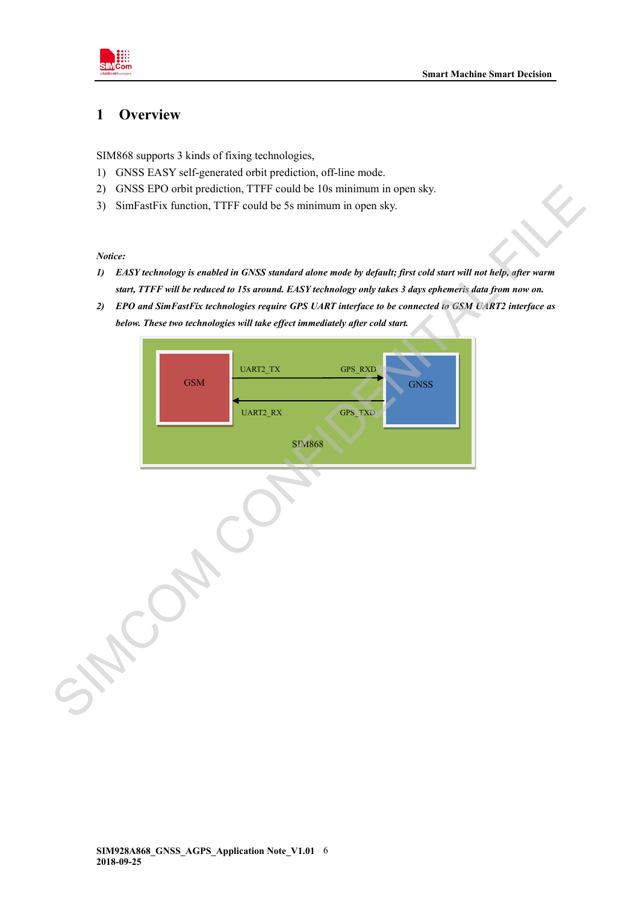# 1 Overview

SIM868 supports 3 kinds of fixing technologies,

1) GNSS EASY self-generated orbit prediction, off-line mode.
2) GNSS EPO orbit prediction, TTFF could be 10s minimum in open sky.
3) SimFastFix function, TTFF could be 5s minimum in open sky.

***Notice:***

1) ***EASY technology is enabled in GNSS standard alone mode by default; first cold start will not help, after warm start, TTFF will be reduced to 15s around. EASY technology only takes 3 days ephemeris data from now on.***
2) ***EPO and SimFastFix technologies require GPS UART interface to be connected to GSM UART2 interface as below. These two technologies will take effect immediately after cold start.***

GSM — UART2_TX → GPS_RXD — GNSS

GSM — UART2_RX ← GPS_TXD — GNSS

SIM868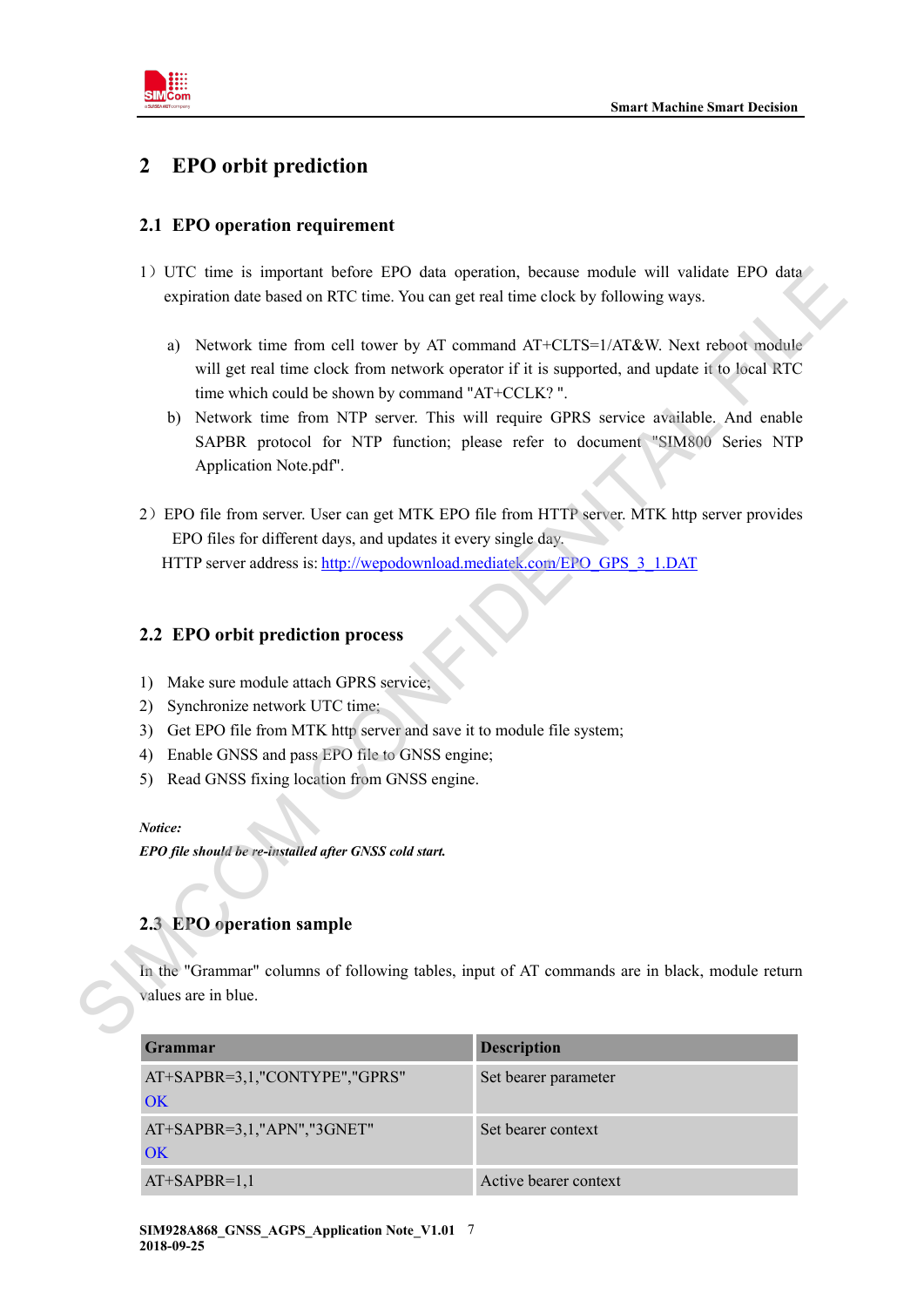# 2 EPO orbit prediction

## 2.1 EPO operation requirement

1）UTC time is important before EPO data operation, because module will validate EPO data expiration date based on RTC time. You can get real time clock by following ways.

a) Network time from cell tower by AT command AT+CLTS=1/AT&W. Next reboot module will get real time clock from network operator if it is supported, and update it to local RTC time which could be shown by command "AT+CCLK? ".

b) Network time from NTP server. This will require GPRS service available. And enable SAPBR protocol for NTP function; please refer to document "SIM800 Series NTP Application Note.pdf".

2）EPO file from server. User can get MTK EPO file from HTTP server. MTK http server provides EPO files for different days, and updates it every single day.

HTTP server address is: http://wepodownload.mediatek.com/EPO_GPS_3_1.DAT

## 2.2 EPO orbit prediction process

1) Make sure module attach GPRS service;
2) Synchronize network UTC time;
3) Get EPO file from MTK http server and save it to module file system;
4) Enable GNSS and pass EPO file to GNSS engine;
5) Read GNSS fixing location from GNSS engine.

***Notice:***

***EPO file should be re-installed after GNSS cold start.***

## 2.3 EPO operation sample

In the "Grammar" columns of following tables, input of AT commands are in black, module return values are in blue.

| Grammar | Description |
|---|---|
| AT+SAPBR=3,1,"CONTYPE","GPRS"<br>OK | Set bearer parameter |
| AT+SAPBR=3,1,"APN","3GNET"<br>OK | Set bearer context |
| AT+SAPBR=1,1 | Active bearer context |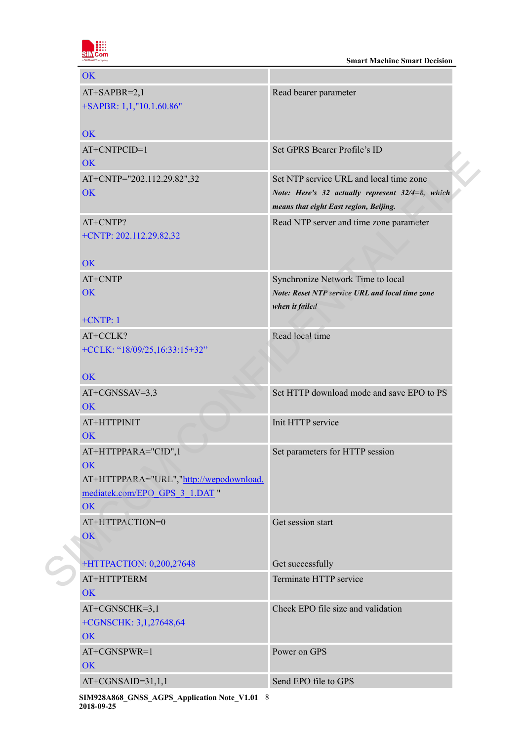| | |
|---|---|
| OK | |
| AT+SAPBR=2,1<br>+SAPBR: 1,1,"10.1.60.86"<br><br>OK | Read bearer parameter |
| AT+CNTPCID=1<br>OK | Set GPRS Bearer Profile's ID |
| AT+CNTP="202.112.29.82",32<br>OK | Set NTP service URL and local time zone<br>***Note: Here's 32 actually represent 32/4=8, which means that eight East region, Beijing.*** |
| AT+CNTP?<br>+CNTP: 202.112.29.82,32<br><br>OK | Read NTP server and time zone parameter |
| AT+CNTP<br>OK<br><br>+CNTP: 1 | Synchronize Network Time to local<br>***Note: Reset NTP service URL and local time zone when it failed*** |
| AT+CCLK?<br>+CCLK: "18/09/25,16:33:15+32"<br><br>OK | Read local time |
| AT+CGNSSAV=3,3<br>OK | Set HTTP download mode and save EPO to PS |
| AT+HTTPINIT<br>OK | Init HTTP service |
| AT+HTTPPARA="CID",1<br>OK<br>AT+HTTPPARA="URL","http://wepodownload.mediatek.com/EPO_GPS_3_1.DAT "<br>OK | Set parameters for HTTP session |
| AT+HTTPACTION=0<br>OK<br><br>+HTTPACTION: 0,200,27648 | Get session start<br><br><br>Get successfully |
| AT+HTTPTERM<br>OK | Terminate HTTP service |
| AT+CGNSCHK=3,1<br>+CGNSCHK: 3,1,27648,64<br>OK | Check EPO file size and validation |
| AT+CGNSPWR=1<br>OK | Power on GPS |
| AT+CGNSAID=31,1,1 | Send EPO file to GPS |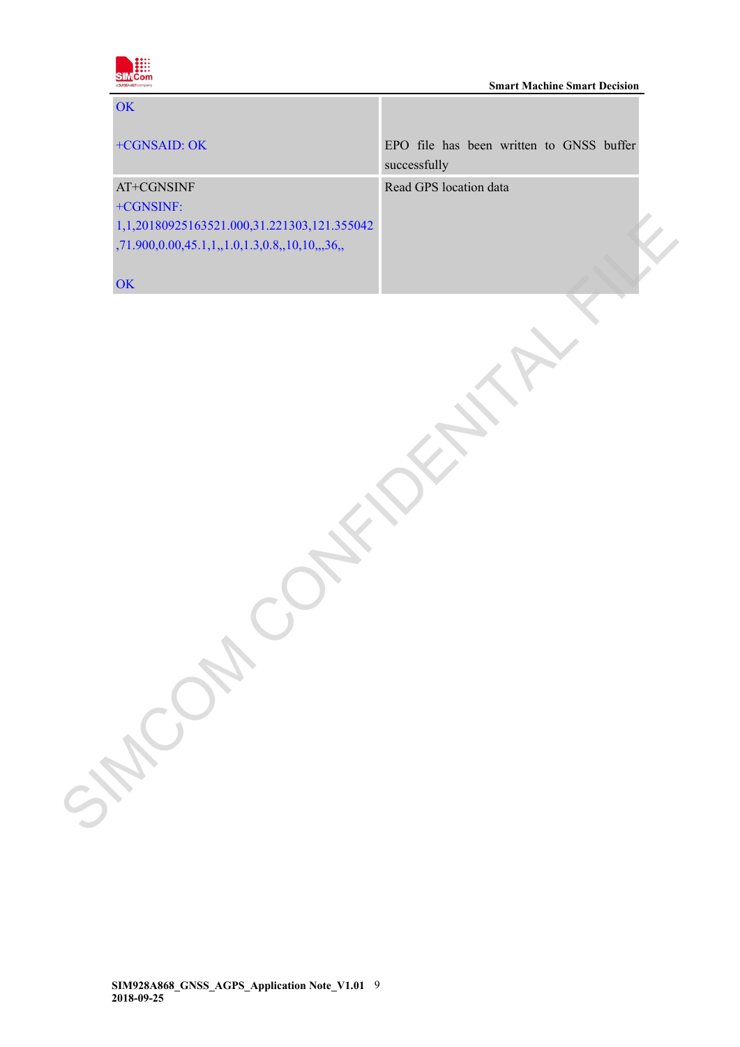| | |
|---|---|
| OK<br><br>+CGNSAID: OK | <br><br>EPO file has been written to GNSS buffer successfully |
| AT+CGNSINF<br>+CGNSINF: 1,1,20180925163521.000,31.221303,121.355042,71.900,0.00,45.1,1,,1.0,1.3,0.8,,10,10,,,36,,<br><br>OK | Read GPS location data |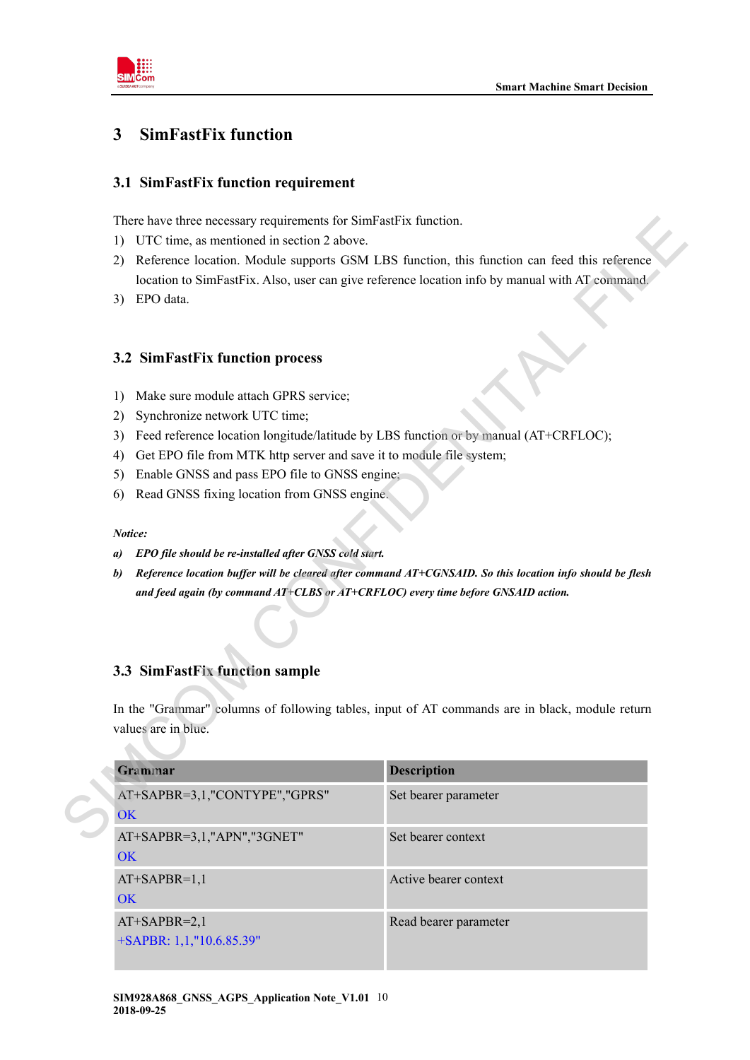# 3 SimFastFix function

## 3.1 SimFastFix function requirement

There have three necessary requirements for SimFastFix function.

1) UTC time, as mentioned in section 2 above.
2) Reference location. Module supports GSM LBS function, this function can feed this reference location to SimFastFix. Also, user can give reference location info by manual with AT command.
3) EPO data.

## 3.2 SimFastFix function process

1) Make sure module attach GPRS service;
2) Synchronize network UTC time;
3) Feed reference location longitude/latitude by LBS function or by manual (AT+CRFLOC);
4) Get EPO file from MTK http server and save it to module file system;
5) Enable GNSS and pass EPO file to GNSS engine;
6) Read GNSS fixing location from GNSS engine.

***Notice:***

***a) EPO file should be re-installed after GNSS cold start.***

***b) Reference location buffer will be cleared after command AT+CGNSAID. So this location info should be flesh and feed again (by command AT+CLBS or AT+CRFLOC) every time before GNSAID action.***

## 3.3 SimFastFix function sample

In the "Grammar" columns of following tables, input of AT commands are in black, module return values are in blue.

| Grammar | Description |
|---|---|
| AT+SAPBR=3,1,"CONTYPE","GPRS"<br>OK | Set bearer parameter |
| AT+SAPBR=3,1,"APN","3GNET"<br>OK | Set bearer context |
| AT+SAPBR=1,1<br>OK | Active bearer context |
| AT+SAPBR=2,1<br>+SAPBR: 1,1,"10.6.85.39" | Read bearer parameter |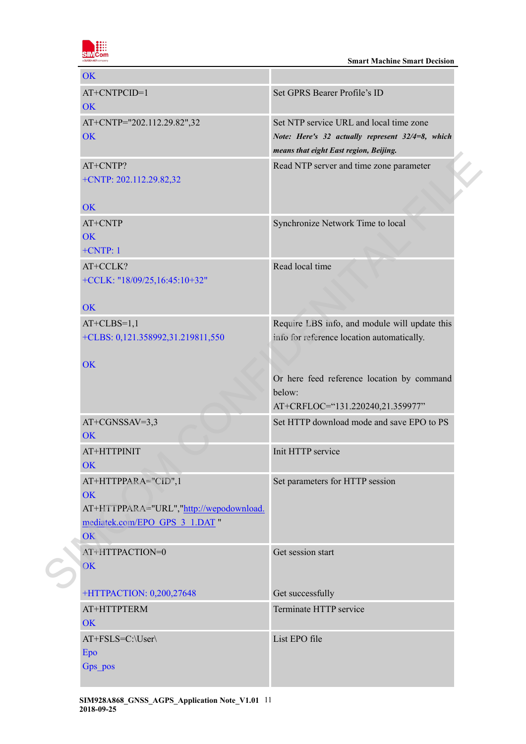| | |
|---|---|
| OK | |
| AT+CNTPCID=1<br>OK | Set GPRS Bearer Profile's ID |
| AT+CNTP="202.112.29.82",32<br>OK | Set NTP service URL and local time zone<br>***Note: Here's 32 actually represent 32/4=8, which means that eight East region, Beijing.*** |
| AT+CNTP?<br>+CNTP: 202.112.29.82,32<br><br>OK | Read NTP server and time zone parameter |
| AT+CNTP<br>OK<br>+CNTP: 1 | Synchronize Network Time to local |
| AT+CCLK?<br>+CCLK: "18/09/25,16:45:10+32"<br><br>OK | Read local time |
| AT+CLBS=1,1<br>+CLBS: 0,121.358992,31.219811,550<br><br>OK | Require LBS info, and module will update this info for reference location automatically.<br><br>Or here feed reference location by command below:<br>AT+CRFLOC="131.220240,21.359977" |
| AT+CGNSSAV=3,3<br>OK | Set HTTP download mode and save EPO to PS |
| AT+HTTPINIT<br>OK | Init HTTP service |
| AT+HTTPPARA="CID",1<br>OK<br>AT+HTTPPARA="URL","http://wepodownload.mediatek.com/EPO_GPS_3_1.DAT "<br>OK | Set parameters for HTTP session |
| AT+HTTPACTION=0<br>OK<br><br>+HTTPACTION: 0,200,27648 | Get session start<br><br><br>Get successfully |
| AT+HTTPTERM<br>OK | Terminate HTTP service |
| AT+FSLS=C:\User\<br>Epo<br>Gps_pos | List EPO file |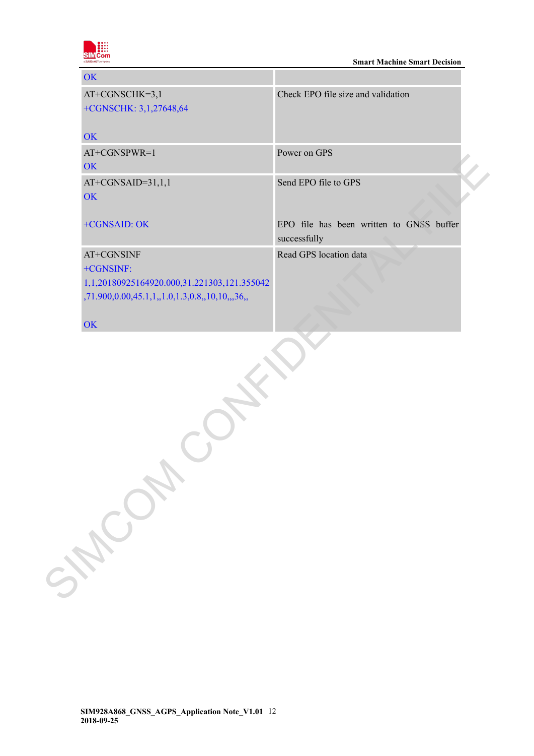| OK | |
|---|---|
| AT+CGNSCHK=3,1<br>+CGNSCHK: 3,1,27648,64<br><br>OK | Check EPO file size and validation |
| AT+CGNSPWR=1<br>OK | Power on GPS |
| AT+CGNSAID=31,1,1<br>OK<br><br>+CGNSAID: OK | Send EPO file to GPS<br><br><br>EPO file has been written to GNSS buffer successfully |
| AT+CGNSINF<br>+CGNSINF:<br>1,1,20180925164920.000,31.221303,121.355042,71.900,0.00,45.1,1,,1.0,1.3,0.8,,10,10,,,36,,<br><br>OK | Read GPS location data |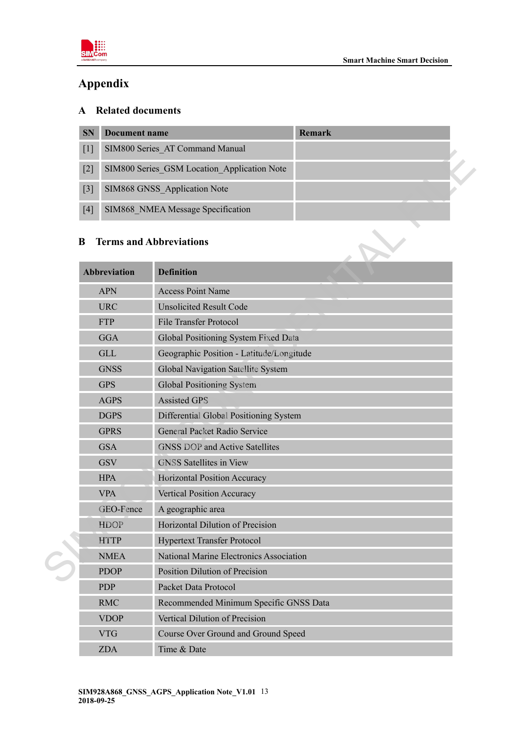# Appendix

## A Related documents

| SN | Document name | Remark |
|---|---|---|
| [1] | SIM800 Series_AT Command Manual | |
| [2] | SIM800 Series_GSM Location_Application Note | |
| [3] | SIM868 GNSS_Application Note | |
| [4] | SIM868_NMEA Message Specification | |

## B Terms and Abbreviations

| Abbreviation | Definition |
|---|---|
| APN | Access Point Name |
| URC | Unsolicited Result Code |
| FTP | File Transfer Protocol |
| GGA | Global Positioning System Fixed Data |
| GLL | Geographic Position - Latitude/Longitude |
| GNSS | Global Navigation Satellite System |
| GPS | Global Positioning System |
| AGPS | Assisted GPS |
| DGPS | Differential Global Positioning System |
| GPRS | General Packet Radio Service |
| GSA | GNSS DOP and Active Satellites |
| GSV | GNSS Satellites in View |
| HPA | Horizontal Position Accuracy |
| VPA | Vertical Position Accuracy |
| GEO-Fence | A geographic area |
| HDOP | Horizontal Dilution of Precision |
| HTTP | Hypertext Transfer Protocol |
| NMEA | National Marine Electronics Association |
| PDOP | Position Dilution of Precision |
| PDP | Packet Data Protocol |
| RMC | Recommended Minimum Specific GNSS Data |
| VDOP | Vertical Dilution of Precision |
| VTG | Course Over Ground and Ground Speed |
| ZDA | Time & Date |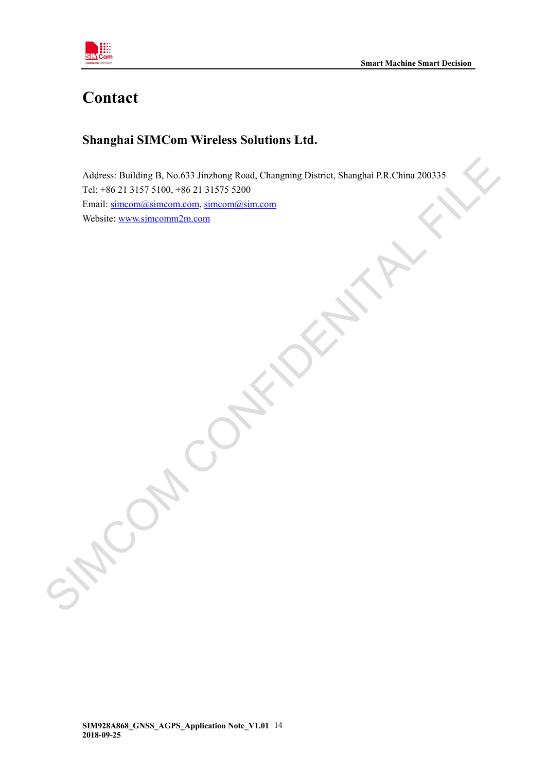# Contact

## Shanghai SIMCom Wireless Solutions Ltd.

Address: Building B, No.633 Jinzhong Road, Changning District, Shanghai P.R.China 200335
Tel: +86 21 3157 5100, +86 21 31575 5200
Email: simcom@simcom.com, simcom@sim.com
Website: www.simcomm2m.com